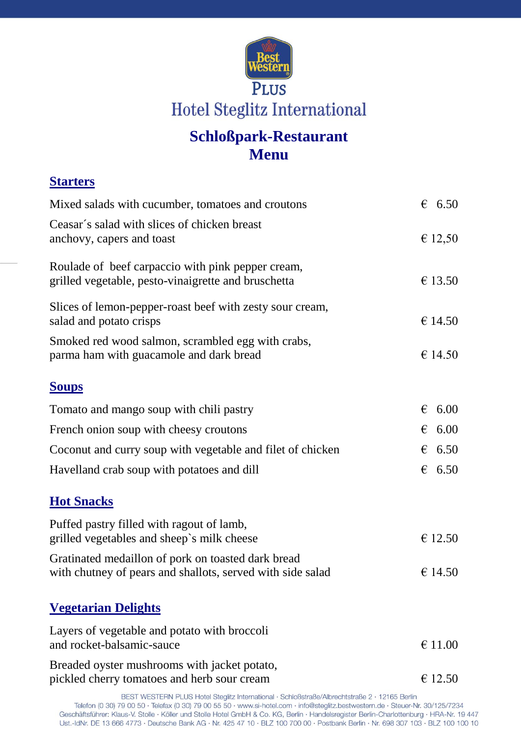Best Western PLUS

Hotel Steglitz International

# Schloßpark-Restaurant
# Menu

## Starters

| | |
|---|---|
| Mixed salads with cucumber, tomatoes and croutons | € 6.50 |
| Ceasar´s salad with slices of chicken breast anchovy, capers and toast | € 12,50 |
| Roulade of beef carpaccio with pink pepper cream, grilled vegetable, pesto-vinaigrette and bruschetta | € 13.50 |
| Slices of lemon-pepper-roast beef with zesty sour cream, salad and potato crisps | € 14.50 |
| Smoked red wood salmon, scrambled egg with crabs, parma ham with guacamole and dark bread | € 14.50 |

## Soups

| | |
|---|---|
| Tomato and mango soup with chili pastry | € 6.00 |
| French onion soup with cheesy croutons | € 6.00 |
| Coconut and curry soup with vegetable and filet of chicken | € 6.50 |
| Havelland crab soup with potatoes and dill | € 6.50 |

## Hot Snacks

| | |
|---|---|
| Puffed pastry filled with ragout of lamb, grilled vegetables and sheep`s milk cheese | € 12.50 |
| Gratinated medaillon of pork on toasted dark bread with chutney of pears and shallots, served with side salad | € 14.50 |

## Vegetarian Delights

| | |
|---|---|
| Layers of vegetable and potato with broccoli and rocket-balsamic-sauce | € 11.00 |
| Breaded oyster mushrooms with jacket potato, pickled cherry tomatoes and herb sour cream | € 12.50 |

BEST WESTERN PLUS Hotel Steglitz International · Schloßstraße/Albrechtstraße 2 · 12165 Berlin
Telefon (0 30) 79 00 50 · Telefax (0 30) 79 00 55 50 · www.si-hotel.com · info@steglitz.bestwestern.de · Steuer-Nr. 30/125/7234
Geschäftsführer: Klaus-V. Stolle · Köller und Stolle Hotel GmbH & Co. KG, Berlin · Handelsregister Berlin-Charlottenburg · HRA-Nr. 19 447
Ust.-IdNr. DE 13 666 4773 · Deutsche Bank AG · Nr. 425 47 10 · BLZ 100 700 00 · Postbank Berlin · Nr. 698 307 103 · BLZ 100 100 10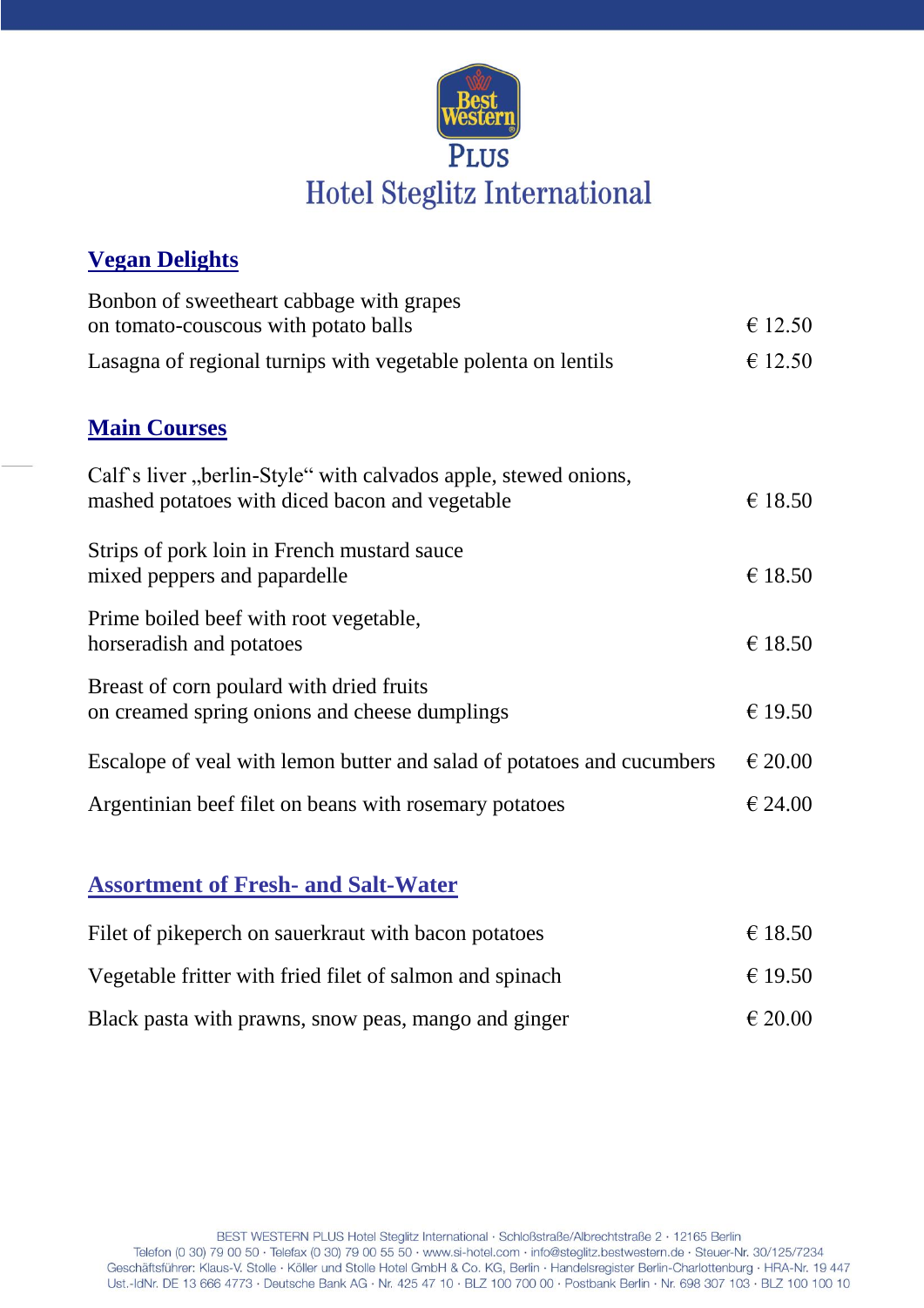# Best Western PLUS Hotel Steglitz International

## Vegan Delights

| | |
|---|---|
| Bonbon of sweetheart cabbage with grapes on tomato-couscous with potato balls | € 12.50 |
| Lasagna of regional turnips with vegetable polenta on lentils | € 12.50 |

## Main Courses

| | |
|---|---|
| Calf`s liver „berlin-Style“ with calvados apple, stewed onions, mashed potatoes with diced bacon and vegetable | € 18.50 |
| Strips of pork loin in French mustard sauce mixed peppers and papardelle | € 18.50 |
| Prime boiled beef with root vegetable, horseradish and potatoes | € 18.50 |
| Breast of corn poulard with dried fruits on creamed spring onions and cheese dumplings | € 19.50 |
| Escalope of veal with lemon butter and salad of potatoes and cucumbers | € 20.00 |
| Argentinian beef filet on beans with rosemary potatoes | € 24.00 |

## Assortment of Fresh- and Salt-Water

| | |
|---|---|
| Filet of pikeperch on sauerkraut with bacon potatoes | € 18.50 |
| Vegetable fritter with fried filet of salmon and spinach | € 19.50 |
| Black pasta with prawns, snow peas, mango and ginger | € 20.00 |

BEST WESTERN PLUS Hotel Steglitz International · Schloßstraße/Albrechtstraße 2 · 12165 Berlin
Telefon (0 30) 79 00 50 · Telefax (0 30) 79 00 55 50 · www.si-hotel.com · info@steglitz.bestwestern.de · Steuer-Nr. 30/125/7234
Geschäftsführer: Klaus-V. Stolle · Köller und Stolle Hotel GmbH & Co. KG, Berlin · Handelsregister Berlin-Charlottenburg · HRA-Nr. 19 447
Ust.-IdNr. DE 13 666 4773 · Deutsche Bank AG · Nr. 425 47 10 · BLZ 100 700 00 · Postbank Berlin · Nr. 698 307 103 · BLZ 100 100 10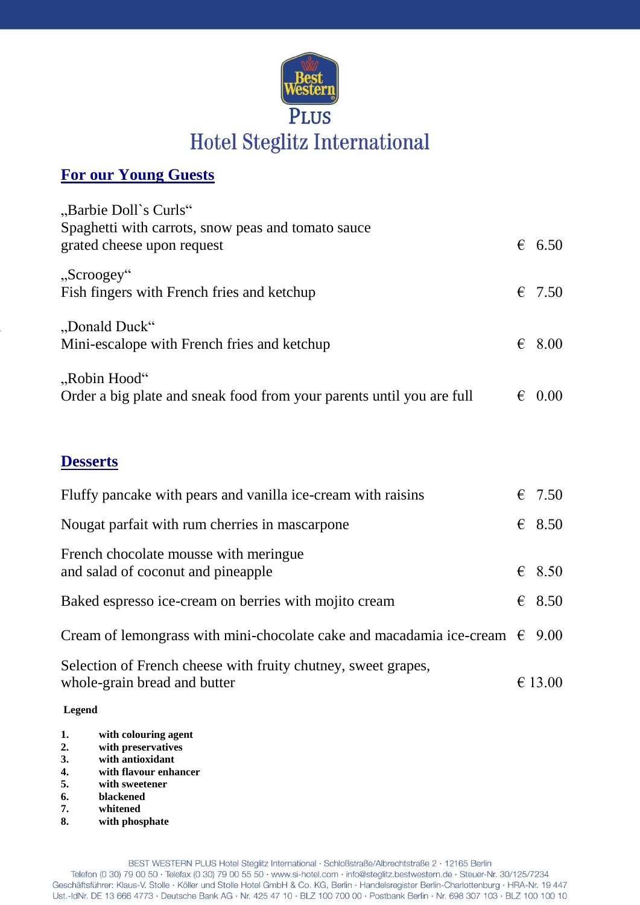# Best Western PLUS Hotel Steglitz International

## For our Young Guests

„Barbie Doll`s Curls"
Spaghetti with carrots, snow peas and tomato sauce
grated cheese upon request — € 6.50

„Scroogey"
Fish fingers with French fries and ketchup — € 7.50

„Donald Duck"
Mini-escalope with French fries and ketchup — € 8.00

„Robin Hood"
Order a big plate and sneak food from your parents until you are full — € 0.00

## Desserts

Fluffy pancake with pears and vanilla ice-cream with raisins — € 7.50

Nougat parfait with rum cherries in mascarpone — € 8.50

French chocolate mousse with meringue
and salad of coconut and pineapple — € 8.50

Baked espresso ice-cream on berries with mojito cream — € 8.50

Cream of lemongrass with mini-chocolate cake and macadamia ice-cream — € 9.00

Selection of French cheese with fruity chutney, sweet grapes,
whole-grain bread and butter — € 13.00

**Legend**

1. **with colouring agent**
2. **with preservatives**
3. **with antioxidant**
4. **with flavour enhancer**
5. **with sweetener**
6. **blackened**
7. **whitened**
8. **with phosphate**

BEST WESTERN PLUS Hotel Steglitz International · Schloßstraße/Albrechtstraße 2 · 12165 Berlin
Telefon (0 30) 79 00 50 · Telefax (0 30) 79 00 55 50 · www.si-hotel.com · info@steglitz.bestwestern.de · Steuer-Nr. 30/125/7234
Geschäftsführer: Klaus-V. Stolle · Köller und Stolle Hotel GmbH & Co. KG, Berlin · Handelsregister Berlin-Charlottenburg · HRA-Nr. 19 447
Ust.-IdNr. DE 13 666 4773 · Deutsche Bank AG · Nr. 425 47 10 · BLZ 100 700 00 · Postbank Berlin · Nr. 698 307 103 · BLZ 100 100 10